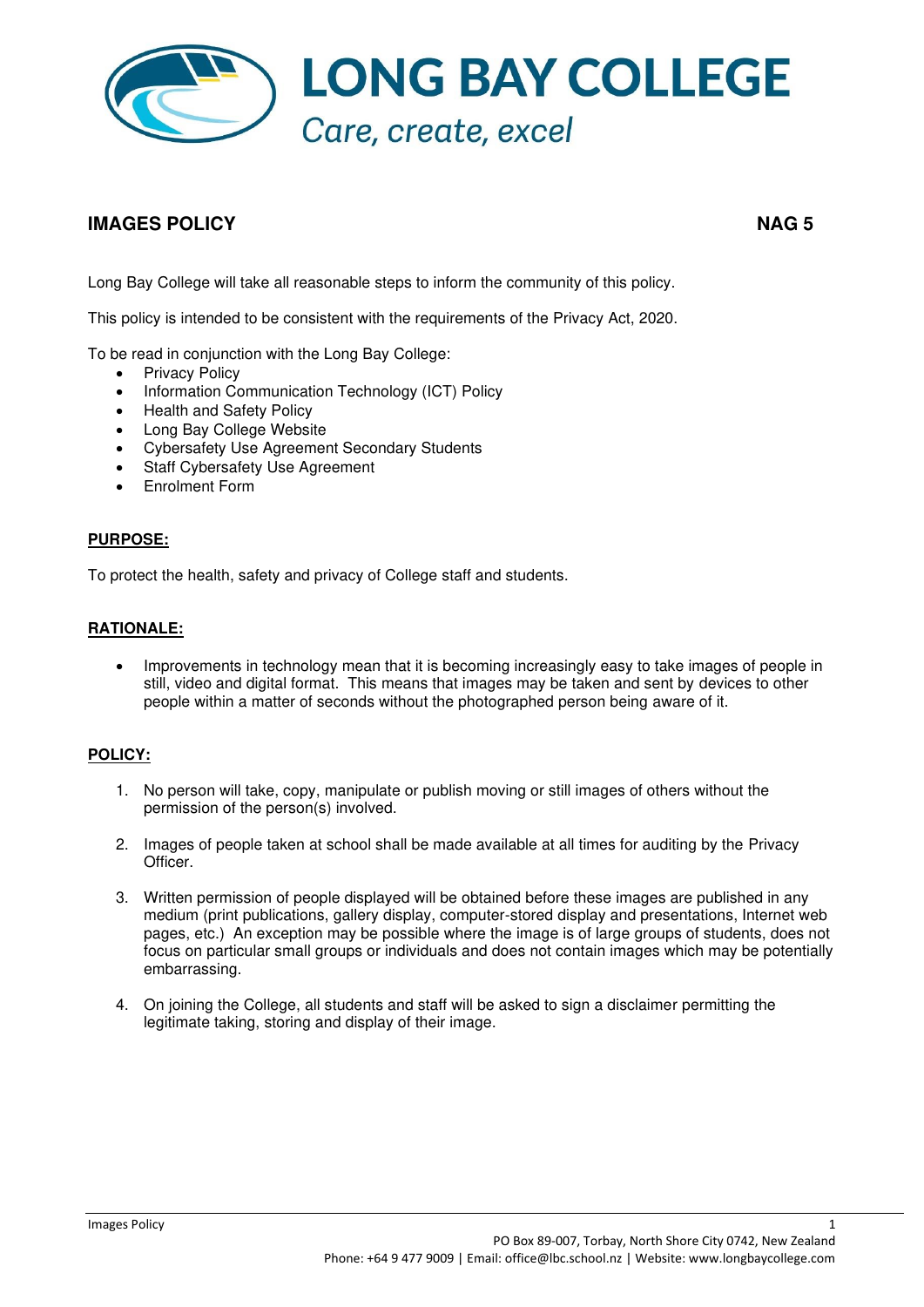# LONG BAY COLLEGE

*Care, create, excel*

## IMAGES POLICY

**NAG 5**

Long Bay College will take all reasonable steps to inform the community of this policy.

This policy is intended to be consistent with the requirements of the Privacy Act, 2020.

To be read in conjunction with the Long Bay College:

- Privacy Policy
- Information Communication Technology (ICT) Policy
- Health and Safety Policy
- Long Bay College Website
- Cybersafety Use Agreement Secondary Students
- Staff Cybersafty Use Agreement
- Enrolment Form

### PURPOSE:

To protect the health, safety and privacy of College staff and students.

### RATIONALE:

- Improvements in technology mean that it is becoming increasingly easy to take images of people in still, video and digital format. This means that images may be taken and sent by devices to other people within a matter of seconds without the photographed person being aware of it.

### POLICY:

1. No person will take, copy, manipulate or publish moving or still images of others without the permission of the person(s) involved.
2. Images of people taken at school shall be made available at all times for auditing by the Privacy Officer.
3. Written permission of people displayed will be obtained before these images are published in any medium (print publications, gallery display, computer-stored display and presentations, Internet web pages, etc.) An exception may be possible where the image is of large groups of students, does not focus on particular small groups or individuals and does not contain images which may be potentially embarrassing.
4. On joining the College, all students and staff will be asked to sign a disclaimer permitting the legitimate taking, storing and display of their image.

PO Box 89-007, Torbay, North Shore City 0742, New Zealand
Phone: +64 9 477 9009 | Email: office@lbc.school.nz | Website: www.longbaycollege.com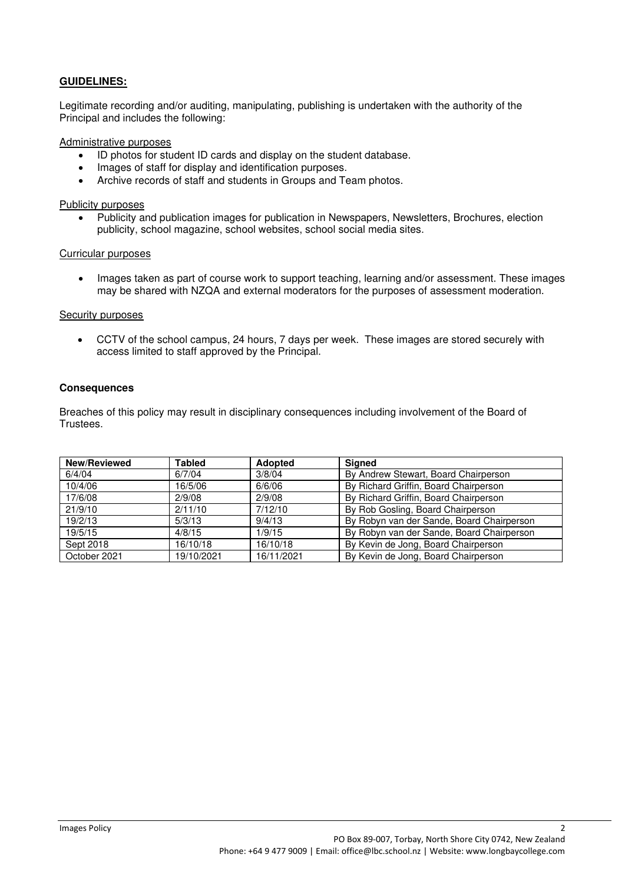**GUIDELINES:**

Legitimate recording and/or auditing, manipulating, publishing is undertaken with the authority of the Principal and includes the following:

Administrative purposes

- ID photos for student ID cards and display on the student database.
- Images of staff for display and identification purposes.
- Archive records of staff and students in Groups and Team photos.

Publicity purposes

- Publicity and publication images for publication in Newspapers, Newsletters, Brochures, election publicity, school magazine, school websites, school social media sites.

Curricular purposes

- Images taken as part of course work to support teaching, learning and/or assessment. These images may be shared with NZQA and external moderators for the purposes of assessment moderation.

Security purposes

- CCTV of the school campus, 24 hours, 7 days per week. These images are stored securely with access limited to staff approved by the Principal.

**Consequences**

Breaches of this policy may result in disciplinary consequences including involvement of the Board of Trustees.

| New/Reviewed | Tabled | Adopted | Signed |
|---|---|---|---|
| 6/4/04 | 6/7/04 | 3/8/04 | By Andrew Stewart, Board Chairperson |
| 10/4/06 | 16/5/06 | 6/6/06 | By Richard Griffin, Board Chairperson |
| 17/6/08 | 2/9/08 | 2/9/08 | By Richard Griffin, Board Chairperson |
| 21/9/10 | 2/11/10 | 7/12/10 | By Rob Gosling, Board Chairperson |
| 19/2/13 | 5/3/13 | 9/4/13 | By Robyn van der Sande, Board Chairperson |
| 19/5/15 | 4/8/15 | 1/9/15 | By Robyn van der Sande, Board Chairperson |
| Sept 2018 | 16/10/18 | 16/10/18 | By Kevin de Jong, Board Chairperson |
| October 2021 | 19/10/2021 | 16/11/2021 | By Kevin de Jong, Board Chairperson |